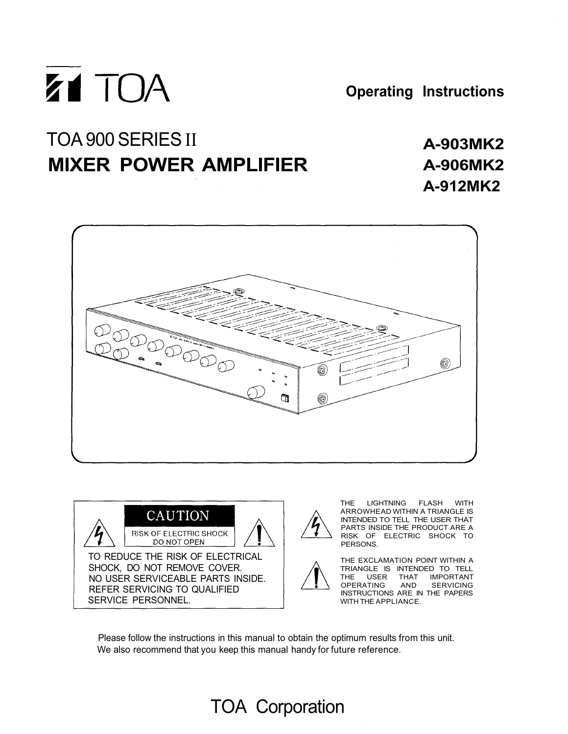TOA

**Operating Instructions**

# TOA 900 SERIES II
# MIXER POWER AMPLIFIER

**A-903MK2**
**A-906MK2**
**A-912MK2**

**CAUTION**

RISK OF ELECTRIC SHOCK
DO NOT OPEN

TO REDUCE THE RISK OF ELECTRICAL SHOCK, DO NOT REMOVE COVER.
NO USER SERVICEABLE PARTS INSIDE.
REFER SERVICING TO QUALIFIED SERVICE PERSONNEL.

THE LIGHTNING FLASH WITH ARROWHEAD WITHIN A TRIANGLE IS INTENDED TO TELL THE USER THAT PARTS INSIDE THE PRODUCT ARE A RISK OF ELECTRIC SHOCK TO PERSONS.

THE EXCLAMATION POINT WITHIN A TRIANGLE IS INTENDED TO TELL THE USER THAT IMPORTANT OPERATING AND SERVICING INSTRUCTIONS ARE IN THE PAPERS WITH THE APPLIANCE.

Please follow the instructions in this manual to obtain the optimum results from this unit.
We also recommend that you keep this manual handy for future reference.

TOA Corporation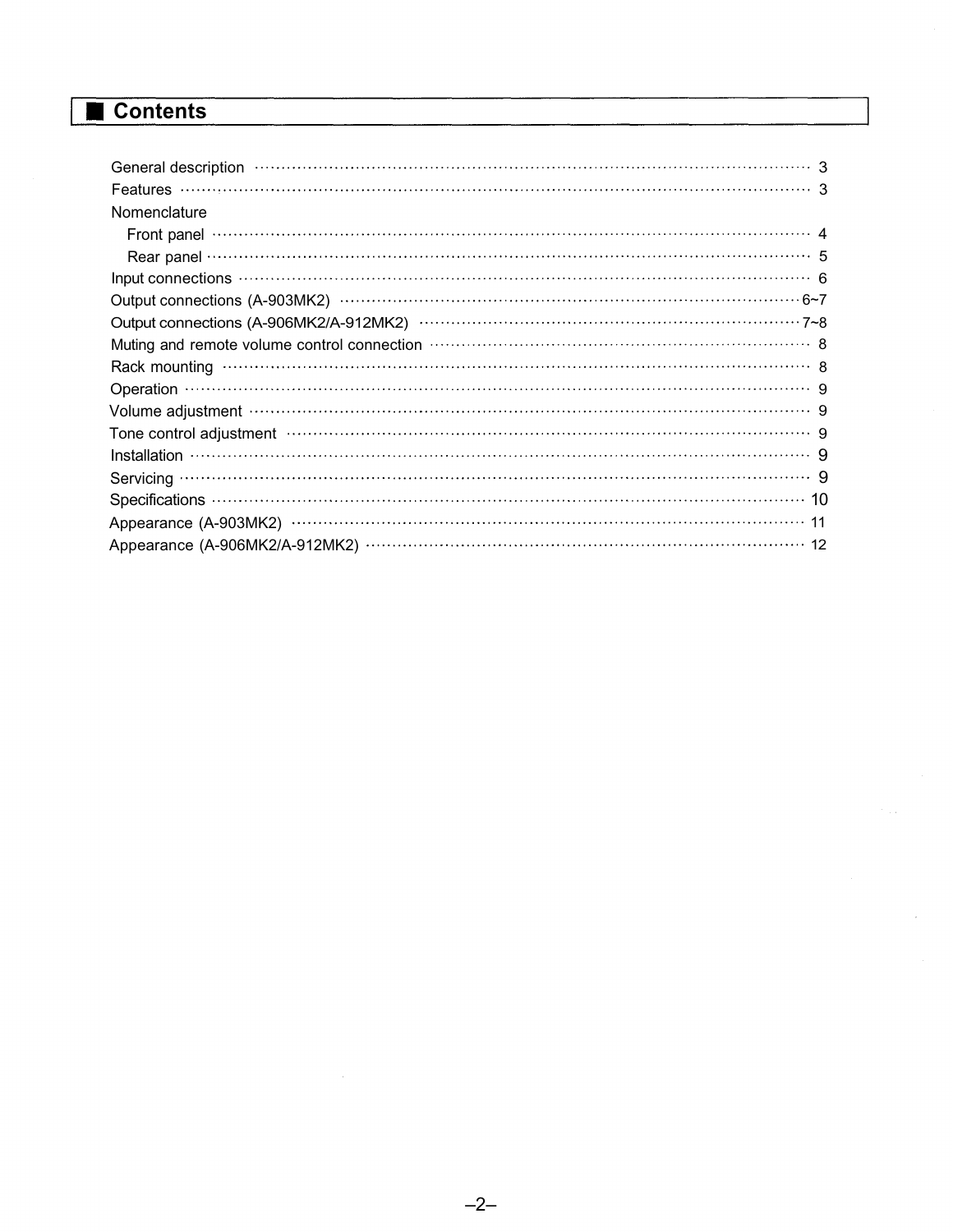## ■ Contents

| | |
|---|---|
| General description | 3 |
| Features | 3 |
| Nomenclature | |
| Front panel | 4 |
| Rear panel | 5 |
| Input connections | 6 |
| Output connections (A-903MK2) | 6~7 |
| Output connections (A-906MK2/A-912MK2) | 7~8 |
| Muting and remote volume control connection | 8 |
| Rack mounting | 8 |
| Operation | 9 |
| Volume adjustment | 9 |
| Tone control adjustment | 9 |
| Installation | 9 |
| Servicing | 9 |
| Specifications | 10 |
| Appearance (A-903MK2) | 11 |
| Appearance (A-906MK2/A-912MK2) | 12 |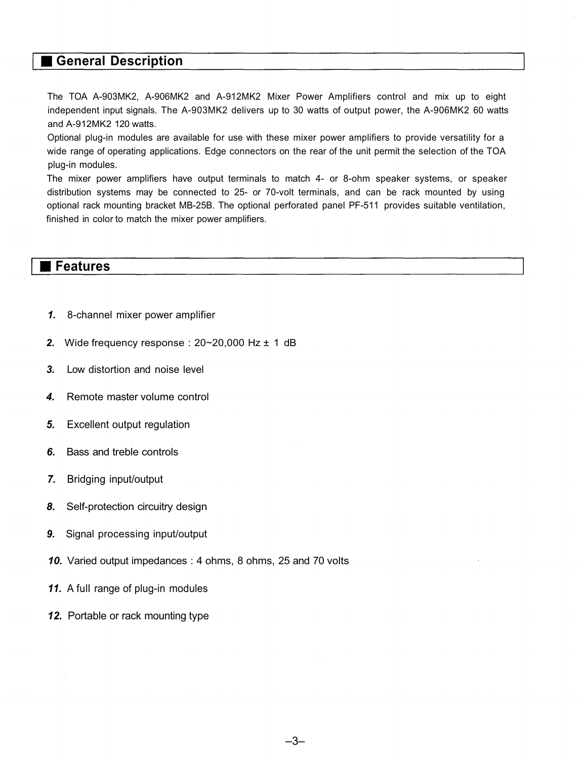## General Description

The TOA A-903MK2, A-906MK2 and A-912MK2 Mixer Power Amplifiers control and mix up to eight independent input signals. The A-903MK2 delivers up to 30 watts of output power, the A-906MK2 60 watts and A-912MK2 120 watts.
Optional plug-in modules are available for use with these mixer power amplifiers to provide versatility for a wide range of operating applications. Edge connectors on the rear of the unit permit the selection of the TOA plug-in modules.
The mixer power amplifiers have output terminals to match 4- or 8-ohm speaker systems, or speaker distribution systems may be connected to 25- or 70-volt terminals, and can be rack mounted by using optional rack mounting bracket MB-25B. The optional perforated panel PF-511 provides suitable ventilation, finished in color to match the mixer power amplifiers.

## Features

1. 8-channel mixer power amplifier
2. Wide frequency response : 20~20,000 Hz ± 1 dB
3. Low distortion and noise level
4. Remote master volume control
5. Excellent output regulation
6. Bass and treble controls
7. Bridging input/output
8. Self-protection circuitry design
9. Signal processing input/output
10. Varied output impedances : 4 ohms, 8 ohms, 25 and 70 volts
11. A full range of plug-in modules
12. Portable or rack mounting type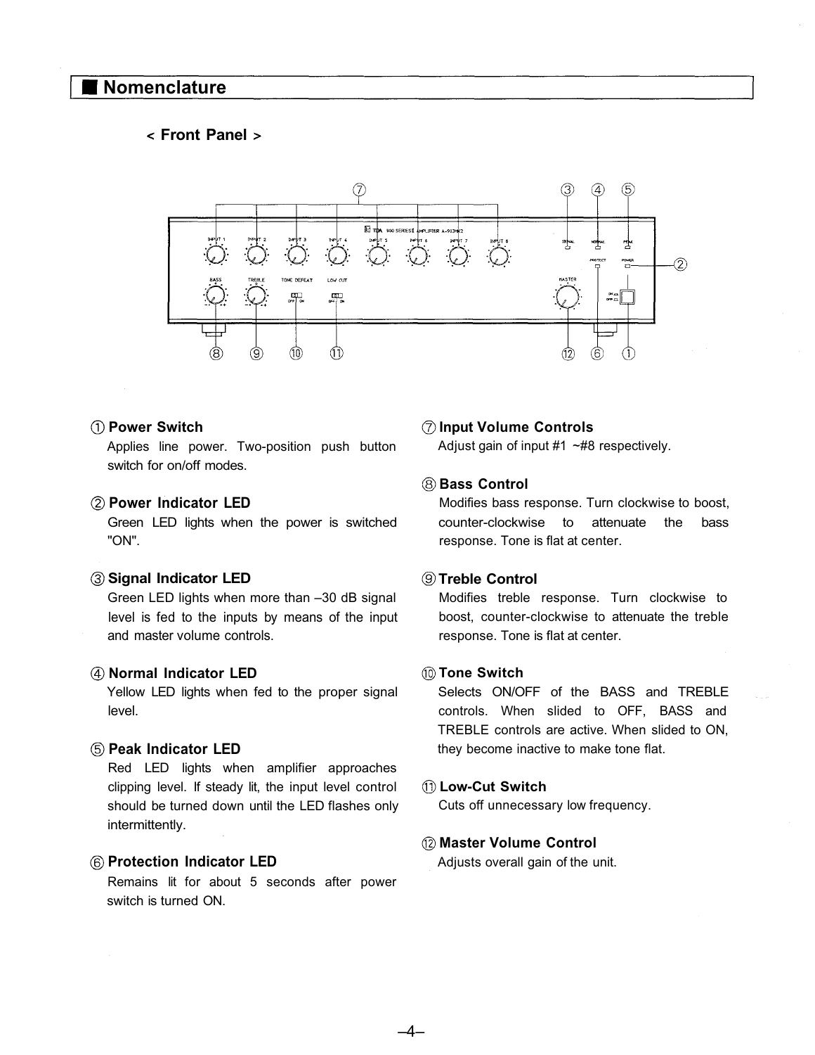## Nomenclature

### < Front Panel >

① **Power Switch**
Applies line power. Two-position push button switch for on/off modes.

② **Power Indicator LED**
Green LED lights when the power is switched "ON".

③ **Signal Indicator LED**
Green LED lights when more than –30 dB signal level is fed to the inputs by means of the input and master volume controls.

④ **Normal Indicator LED**
Yellow LED lights when fed to the proper signal level.

⑤ **Peak Indicator LED**
Red LED lights when amplifier approaches clipping level. If steady lit, the input level control should be turned down until the LED flashes only intermittently.

⑥ **Protection Indicator LED**
Remains lit for about 5 seconds after power switch is turned ON.

⑦ **Input Volume Controls**
Adjust gain of input #1 ~#8 respectively.

⑧ **Bass Control**
Modifies bass response. Turn clockwise to boost, counter-clockwise to attenuate the bass response. Tone is flat at center.

⑨ **Treble Control**
Modifies treble response. Turn clockwise to boost, counter-clockwise to attenuate the treble response. Tone is flat at center.

⑩ **Tone Switch**
Selects ON/OFF of the BASS and TREBLE controls. When slided to OFF, BASS and TREBLE controls are active. When slided to ON, they become inactive to make tone flat.

⑪ **Low-Cut Switch**
Cuts off unnecessary low frequency.

⑫ **Master Volume Control**
Adjusts overall gain of the unit.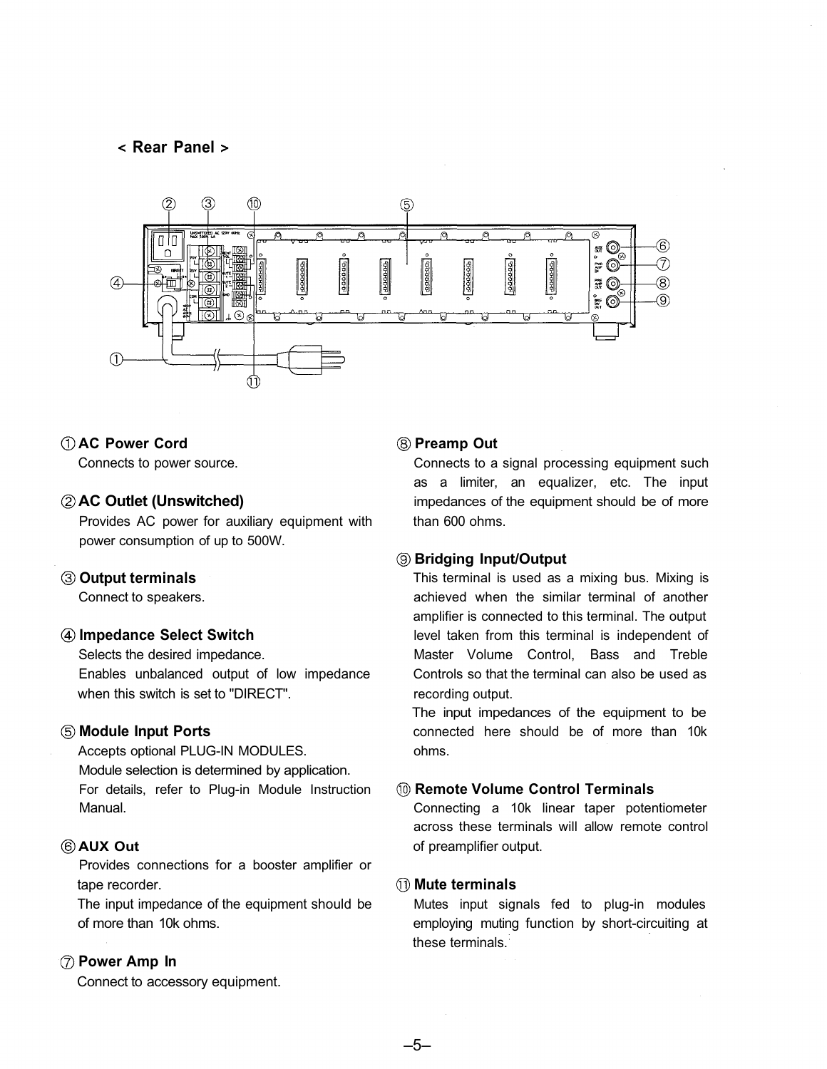## < Rear Panel >

① **AC Power Cord**
Connects to power source.

② **AC Outlet (Unswitched)**
Provides AC power for auxiliary equipment with power consumption of up to 500W.

③ **Output terminals**
Connect to speakers.

④ **Impedance Select Switch**
Selects the desired impedance.
Enables unbalanced output of low impedance when this switch is set to "DIRECT".

⑤ **Module Input Ports**
Accepts optional PLUG-IN MODULES.
Module selection is determined by application.
For details, refer to Plug-in Module Instruction Manual.

⑥ **AUX Out**
Provides connections for a booster amplifier or tape recorder.
The input impedance of the equipment should be of more than 10k ohms.

⑦ **Power Amp In**
Connect to accessory equipment.

⑧ **Preamp Out**
Connects to a signal processing equipment such as a limiter, an equalizer, etc. The input impedances of the equipment should be of more than 600 ohms.

⑨ **Bridging Input/Output**
This terminal is used as a mixing bus. Mixing is achieved when the similar terminal of another amplifier is connected to this terminal. The output level taken from this terminal is independent of Master Volume Control, Bass and Treble Controls so that the terminal can also be used as recording output.
The input impedances of the equipment to be connected here should be of more than 10k ohms.

⑩ **Remote Volume Control Terminals**
Connecting a 10k linear taper potentiometer across these terminals will allow remote control of preamplifier output.

⑪ **Mute terminals**
Mutes input signals fed to plug-in modules employing muting function by short-circuiting at these terminals.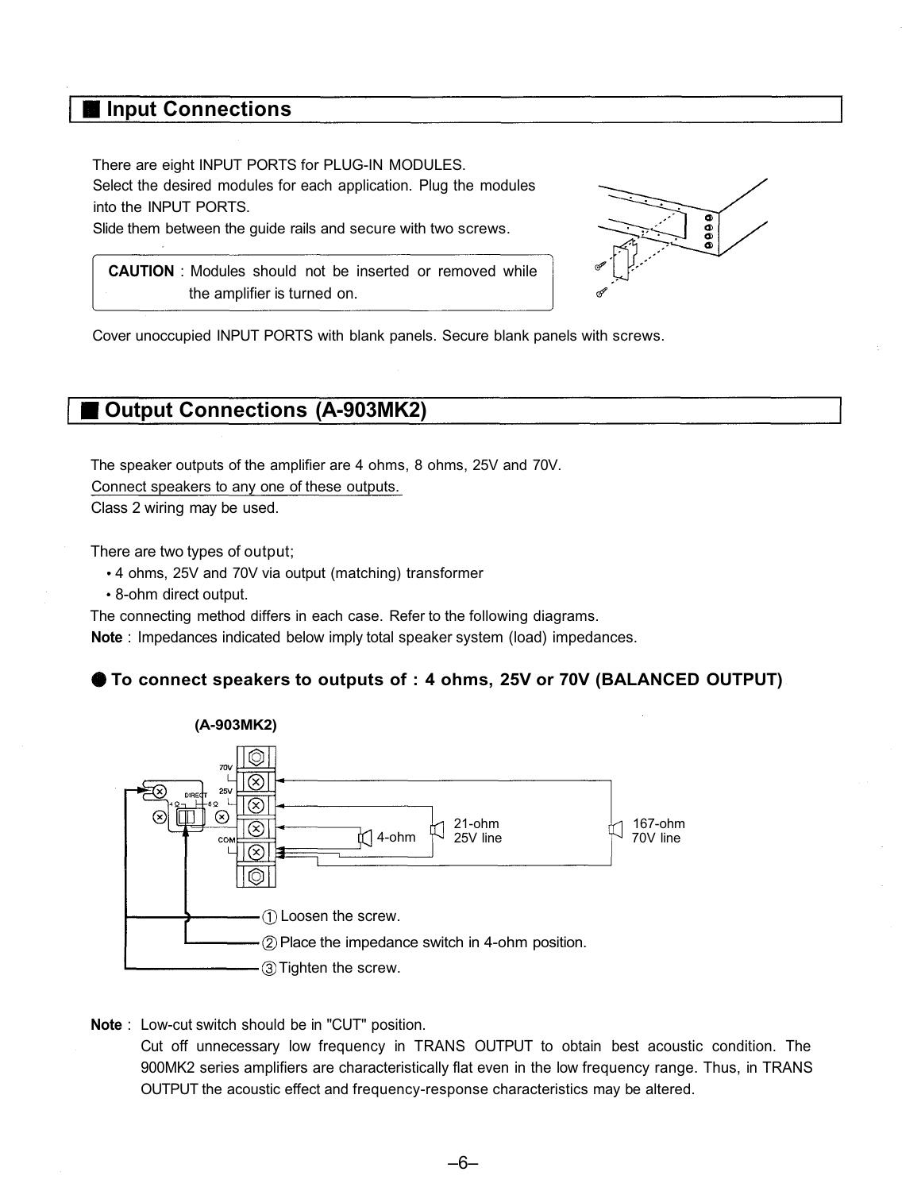## ■ Input Connections

There are eight INPUT PORTS for PLUG-IN MODULES.
Select the desired modules for each application. Plug the modules into the INPUT PORTS.
Slide them between the guide rails and secure with two screws.

> **CAUTION** : Modules should not be inserted or removed while the amplifier is turned on.

Cover unoccupied INPUT PORTS with blank panels. Secure blank panels with screws.

## ■ Output Connections (A-903MK2)

The speaker outputs of the amplifier are 4 ohms, 8 ohms, 25V and 70V.
Connect speakers to any one of these outputs.
Class 2 wiring may be used.

There are two types of output;

- 4 ohms, 25V and 70V via output (matching) transformer
- 8-ohm direct output.

The connecting method differs in each case. Refer to the following diagrams.
**Note** : Impedances indicated below imply total speaker system (load) impedances.

### ● To connect speakers to outputs of : 4 ohms, 25V or 70V (BALANCED OUTPUT)

(A-903MK2)

70V
25V
DIRECT
4 Ω
8 Ω
COM

4-ohm
21-ohm 25V line
167-ohm 70V line

① Loosen the screw.
② Place the impedance switch in 4-ohm position.
③ Tighten the screw.

**Note** : Low-cut switch should be in "CUT" position.
Cut off unnecessary low frequency in TRANS OUTPUT to obtain best acoustic condition. The 900MK2 series amplifiers are characteristically flat even in the low frequency range. Thus, in TRANS OUTPUT the acoustic effect and frequency-response characteristics may be altered.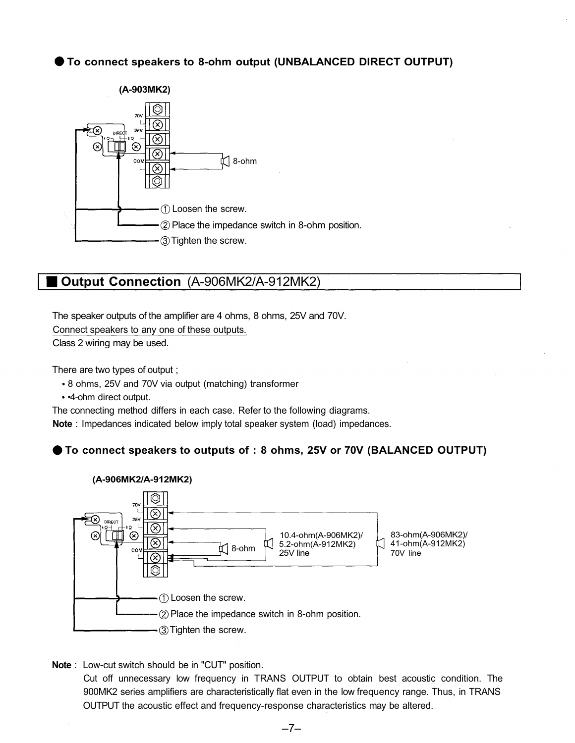● **To connect speakers to 8-ohm output (UNBALANCED DIRECT OUTPUT)**

**(A-903MK2)**

70V
25V
DIRECT
4 Ω 8 Ω
COM
8-ohm

① Loosen the screw.
② Place the impedance switch in 8-ohm position.
③ Tighten the screw.

## ■ Output Connection (A-906MK2/A-912MK2)

The speaker outputs of the amplifier are 4 ohms, 8 ohms, 25V and 70V.
Connect speakers to any one of these outputs.
Class 2 wiring may be used.

There are two types of output ;

- 8 ohms, 25V and 70V via output (matching) transformer
- •4-ohm direct output.

The connecting method differs in each case. Refer to the following diagrams.
**Note** : Impedances indicated below imply total speaker system (load) impedances.

● **To connect speakers to outputs of : 8 ohms, 25V or 70V (BALANCED OUTPUT)**

**(A-906MK2/A-912MK2)**

70V
25V
DIRECT
4 Ω 8 Ω
COM
8-ohm
10.4-ohm(A-906MK2)/ 5.2-ohm(A-912MK2) 25V line
83-ohm(A-906MK2)/ 41-ohm(A-912MK2) 70V line

① Loosen the screw.
② Place the impedance switch in 8-ohm position.
③ Tighten the screw.

**Note** : Low-cut switch should be in "CUT" position.
Cut off unnecessary low frequency in TRANS OUTPUT to obtain best acoustic condition. The 900MK2 series amplifiers are characteristically flat even in the low frequency range. Thus, in TRANS OUTPUT the acoustic effect and frequency-response characteristics may be altered.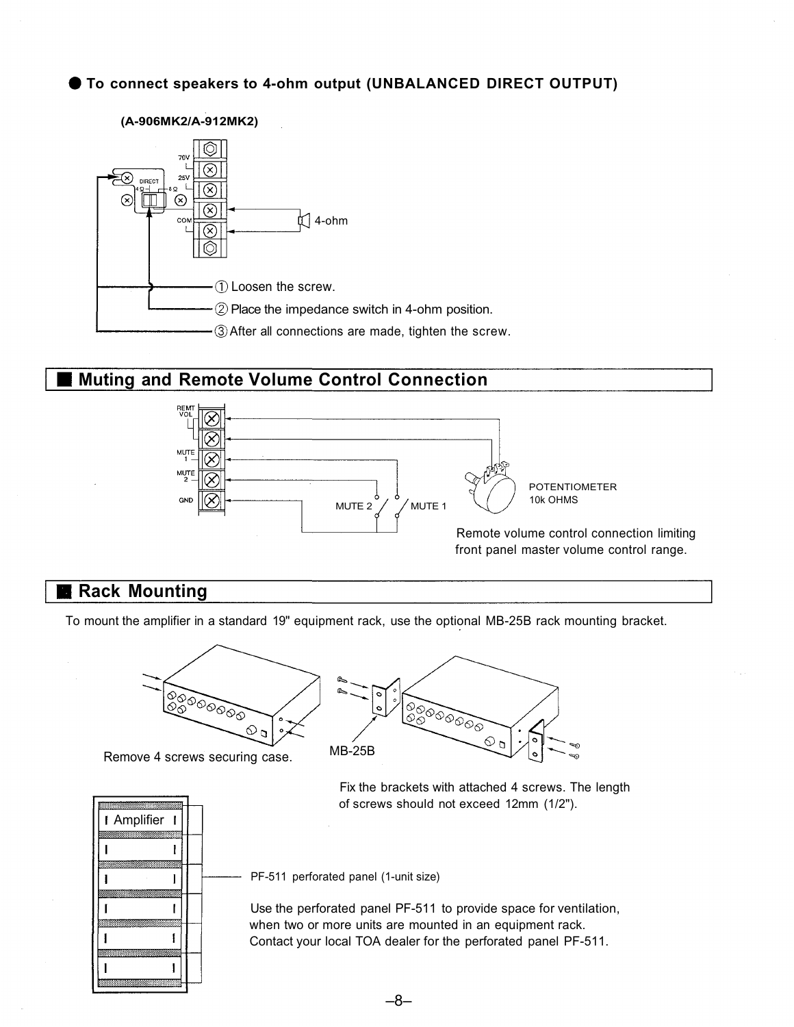### ● To connect speakers to 4-ohm output (UNBALANCED DIRECT OUTPUT)

**(A-906MK2/A-912MK2)**

70V
25V
COM
DIRECT
4 Ω
8 Ω
4-ohm

① Loosen the screw.

② Place the impedance switch in 4-ohm position.

③ After all connections are made, tighten the screw.

## ■ Muting and Remote Volume Control Connection

REMT VOL
MUTE 1
MUTE 2
GND
MUTE 2
MUTE 1
POTENTIOMETER
10k OHMS

Remote volume control connection limiting front panel master volume control range.

## ■ Rack Mounting

To mount the amplifier in a standard 19" equipment rack, use the optional MB-25B rack mounting bracket.

Remove 4 screws securing case.

MB-25B

Fix the brackets with attached 4 screws. The length of screws should not exceed 12mm (1/2").

Amplifier

PF-511 perforated panel (1-unit size)

Use the perforated panel PF-511 to provide space for ventilation, when two or more units are mounted in an equipment rack. Contact your local TOA dealer for the perforated panel PF-511.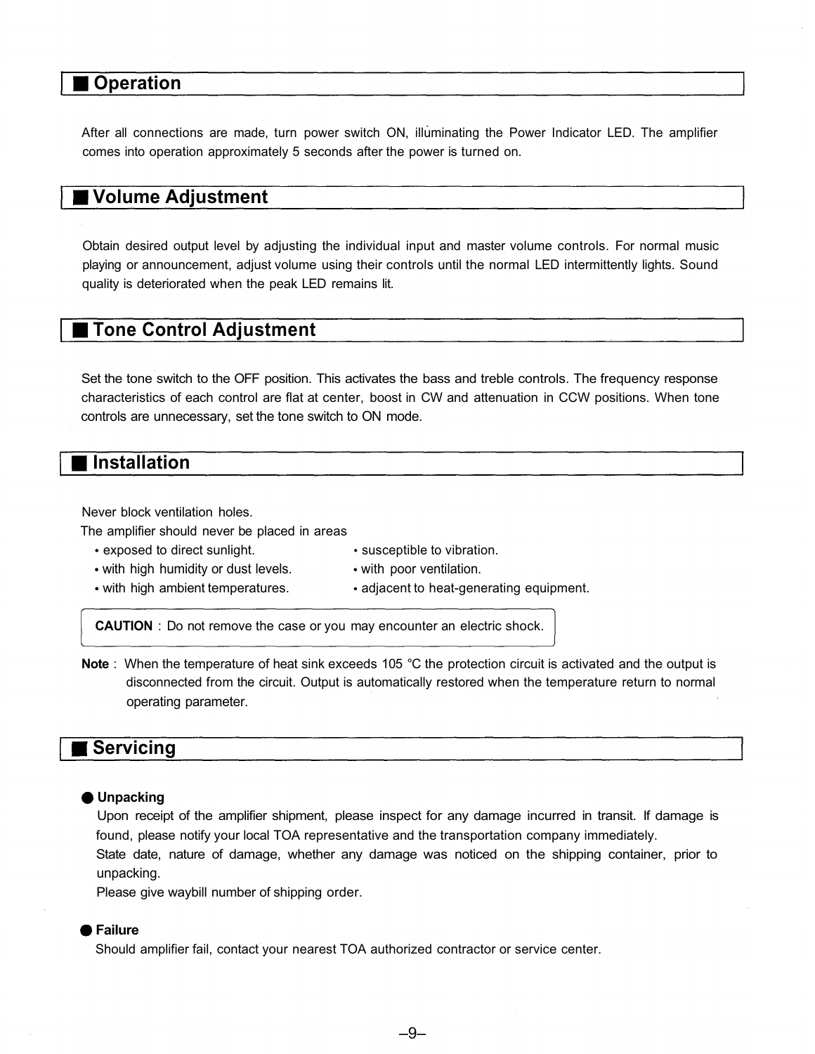## ■ Operation

After all connections are made, turn power switch ON, illuminating the Power Indicator LED. The amplifier comes into operation approximately 5 seconds after the power is turned on.

## ■ Volume Adjustment

Obtain desired output level by adjusting the individual input and master volume controls. For normal music playing or announcement, adjust volume using their controls until the normal LED intermittently lights. Sound quality is deteriorated when the peak LED remains lit.

## ■ Tone Control Adjustment

Set the tone switch to the OFF position. This activates the bass and treble controls. The frequency response characteristics of each control are flat at center, boost in CW and attenuation in CCW positions. When tone controls are unnecessary, set the tone switch to ON mode.

## ■ Installation

Never block ventilation holes.
The amplifier should never be placed in areas

- exposed to direct sunlight.
- with high humidity or dust levels.
- with high ambient temperatures.
- susceptible to vibration.
- with poor ventilation.
- adjacent to heat-generating equipment.

**CAUTION** : Do not remove the case or you may encounter an electric shock.

**Note** : When the temperature of heat sink exceeds 105 °C the protection circuit is activated and the output is disconnected from the circuit. Output is automatically restored when the temperature return to normal operating parameter.

## ■ Servicing

### ● Unpacking

Upon receipt of the amplifier shipment, please inspect for any damage incurred in transit. If damage is found, please notify your local TOA representative and the transportation company immediately.
State date, nature of damage, whether any damage was noticed on the shipping container, prior to unpacking.
Please give waybill number of shipping order.

### ● Failure

Should amplifier fail, contact your nearest TOA authorized contractor or service center.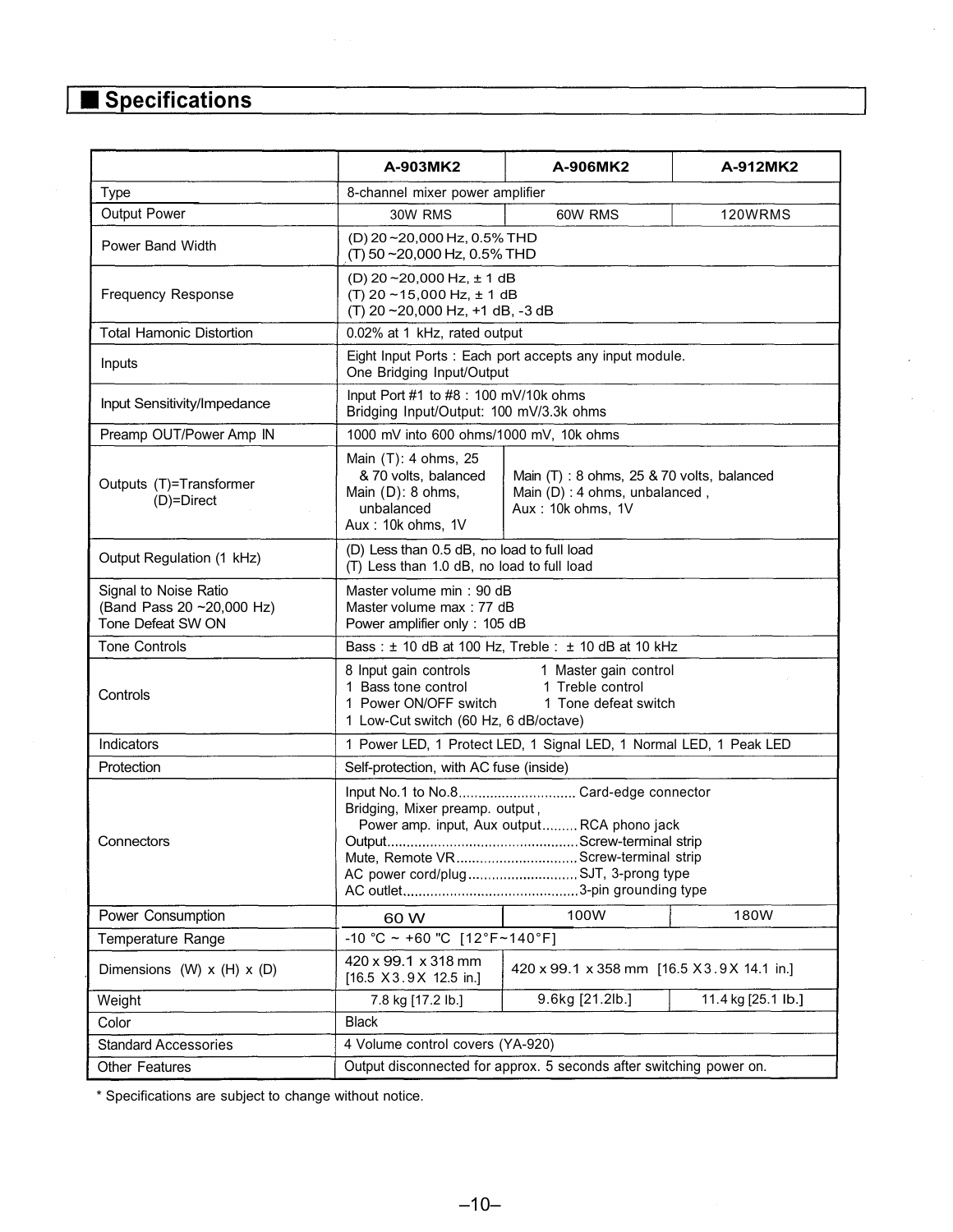## Specifications

| | A-903MK2 | A-906MK2 | A-912MK2 |
|---|---|---|---|
| Type | 8-channel mixer power amplifier | | |
| Output Power | 30W RMS | 60W RMS | 120WRMS |
| Power Band Width | (D) 20 ~20,000 Hz, 0.5% THD<br>(T) 50 ~20,000 Hz, 0.5% THD | | |
| Frequency Response | (D) 20 ~20,000 Hz, ± 1 dB<br>(T) 20 ~15,000 Hz, ± 1 dB<br>(T) 20 ~20,000 Hz, +1 dB, -3 dB | | |
| Total Hamonic Distortion | 0.02% at 1 kHz, rated output | | |
| Inputs | Eight Input Ports : Each port accepts any input module.<br>One Bridging Input/Output | | |
| Input Sensitivity/Impedance | Input Port #1 to #8 : 100 mV/10k ohms<br>Bridging Input/Output: 100 mV/3.3k ohms | | |
| Preamp OUT/Power Amp IN | 1000 mV into 600 ohms/1000 mV, 10k ohms | | |
| Outputs (T)=Transformer<br>(D)=Direct | Main (T): 4 ohms, 25 & 70 volts, balanced<br>Main (D): 8 ohms, unbalanced<br>Aux : 10k ohms, 1V | Main (T) : 8 ohms, 25 & 70 volts, balanced<br>Main (D) : 4 ohms, unbalanced ,<br>Aux : 10k ohms, 1V | |
| Output Regulation (1 kHz) | (D) Less than 0.5 dB, no load to full load<br>(T) Less than 1.0 dB, no load to full load | | |
| Signal to Noise Ratio<br>(Band Pass 20 ~20,000 Hz)<br>Tone Defeat SW ON | Master volume min : 90 dB<br>Master volume max : 77 dB<br>Power amplifier only : 105 dB | | |
| Tone Controls | Bass : ± 10 dB at 100 Hz, Treble : ± 10 dB at 10 kHz | | |
| Controls | 8 Input gain controls, 1 Master gain control<br>1 Bass tone control, 1 Treble control<br>1 Power ON/OFF switch, 1 Tone defeat switch<br>1 Low-Cut switch (60 Hz, 6 dB/octave) | | |
| Indicators | 1 Power LED, 1 Protect LED, 1 Signal LED, 1 Normal LED, 1 Peak LED | | |
| Protection | Self-protection, with AC fuse (inside) | | |
| Connectors | Input No.1 to No.8.............................. Card-edge connector<br>Bridging, Mixer preamp. output ,<br>Power amp. input, Aux output......... RCA phono jack<br>Output................................................Screw-terminal strip<br>Mute, Remote VR...............................Screw-terminal strip<br>AC power cord/plug............................SJT, 3-prong type<br>AC outlet............................................3-pin grounding type | | |
| Power Consumption | 60 W | 100W | 180W |
| Temperature Range | -10 °C ~ +60 °C [12°F~140°F] | | |
| Dimensions (W) x (H) x (D) | 420 x 99.1 x 318 mm [16.5 X 3.9 X 12.5 in.] | 420 x 99.1 x 358 mm [16.5 X 3.9 X 14.1 in.] | |
| Weight | 7.8 kg [17.2 lb.] | 9.6kg [21.2lb.] | 11.4 kg [25.1 lb.] |
| Color | Black | | |
| Standard Accessories | 4 Volume control covers (YA-920) | | |
| Other Features | Output disconnected for approx. 5 seconds after switching power on. | | |

* Specifications are subject to change without notice.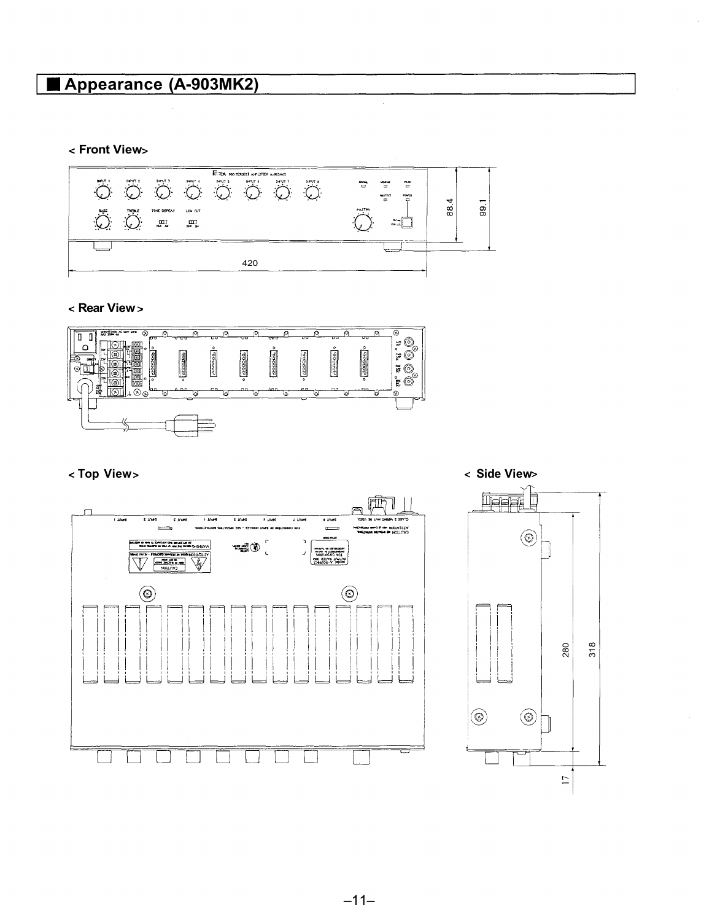## ■ Appearance (A-903MK2)

< Front View>

88.4

99.1

420

< Rear View >

< Top View >

< Side View>

280

318

17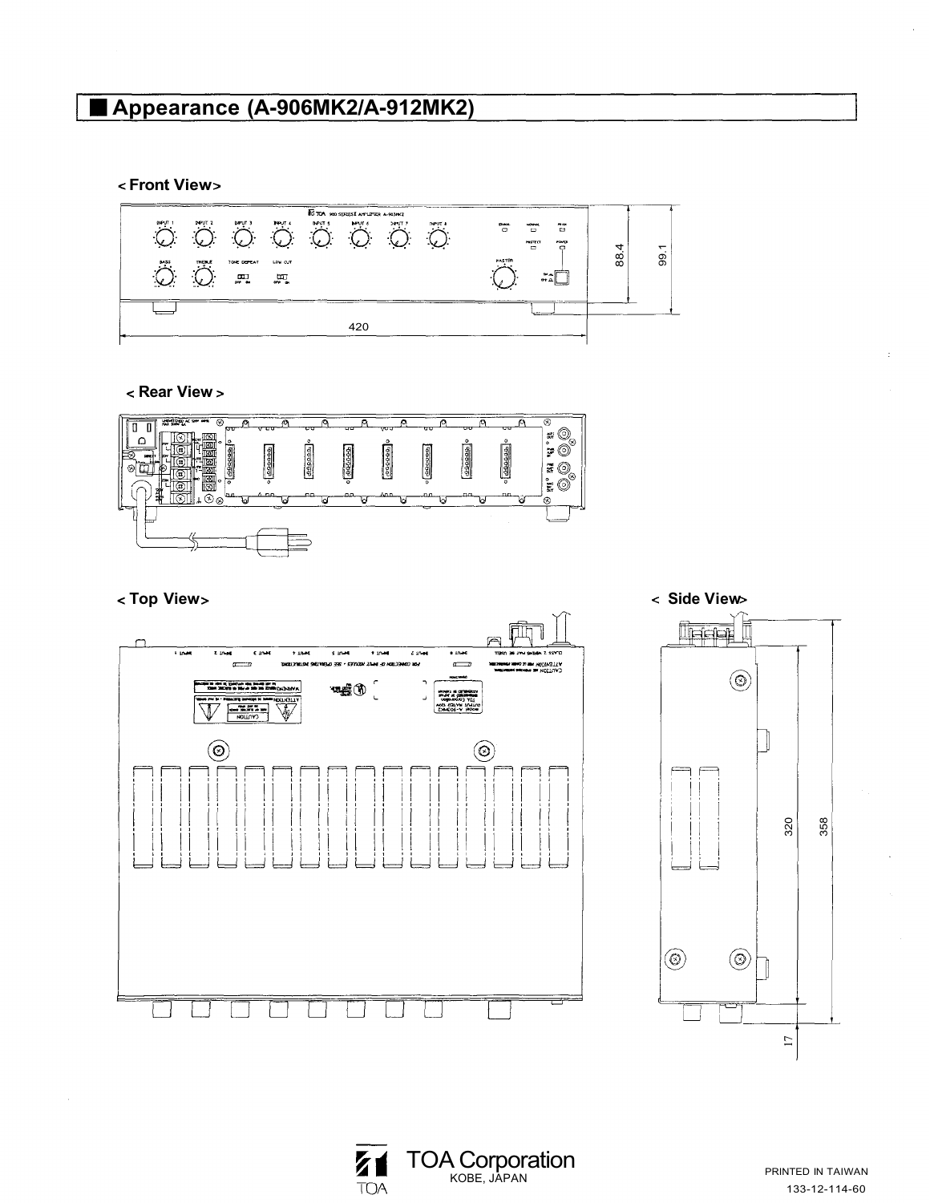## Appearance (A-906MK2/A-912MK2)

< Front View >

88.4

99.1

420

< Rear View >

< Top View >

< Side View >

320

358

17

TOA Corporation
KOBE, JAPAN

PRINTED IN TAIWAN
133-12-114-60